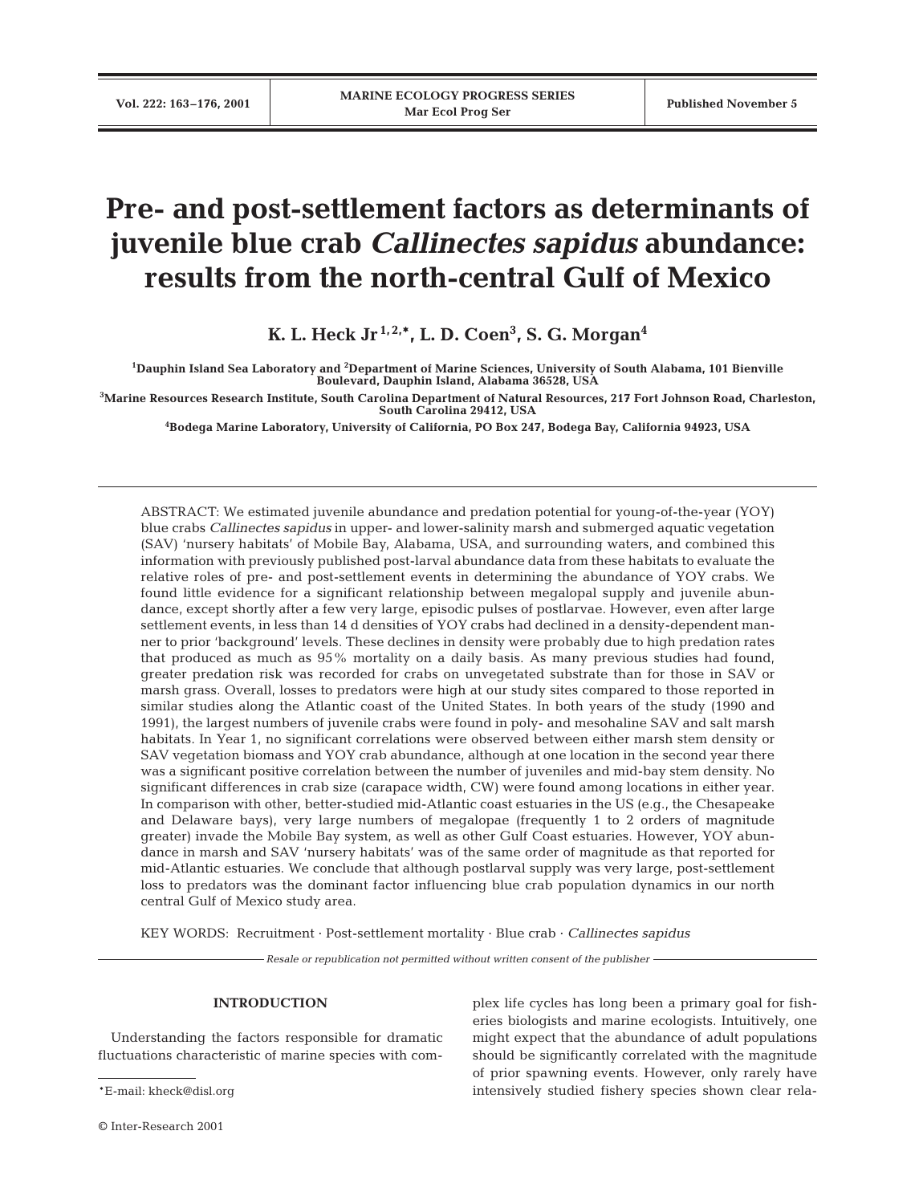# Pre- and post-settlement factors as determinants of juvenile blue crab *Callinectes sapidus* abundance: results from the north-central Gulf of Mexico

**K. L. Heck Jr[1,2,*], L. D. Coen[3], S. G. Morgan[4]**

[1]Dauphin Island Sea Laboratory and [2]Department of Marine Sciences, University of South Alabama, 101 Bienville Boulevard, Dauphin Island, Alabama 36528, USA

[3]Marine Resources Research Institute, South Carolina Department of Natural Resources, 217 Fort Johnson Road, Charleston, South Carolina 29412, USA

[4]Bodega Marine Laboratory, University of California, PO Box 247, Bodega Bay, California 94923, USA

ABSTRACT: We estimated juvenile abundance and predation potential for young-of-the-year (YOY) blue crabs *Callinectes sapidus* in upper- and lower-salinity marsh and submerged aquatic vegetation (SAV) 'nursery habitats' of Mobile Bay, Alabama, USA, and surrounding waters, and combined this information with previously published post-larval abundance data from these habitats to evaluate the relative roles of pre- and post-settlement events in determining the abundance of YOY crabs. We found little evidence for a significant relationship between megalopal supply and juvenile abundance, except shortly after a few very large, episodic pulses of postlarvae. However, even after large settlement events, in less than 14 d densities of YOY crabs had declined in a density-dependent manner to prior 'background' levels. These declines in density were probably due to high predation rates that produced as much as 95% mortality on a daily basis. As many previous studies had found, greater predation risk was recorded for crabs on unvegetated substrate than for those in SAV or marsh grass. Overall, losses to predators were high at our study sites compared to those reported in similar studies along the Atlantic coast of the United States. In both years of the study (1990 and 1991), the largest numbers of juvenile crabs were found in poly- and mesohaline SAV and salt marsh habitats. In Year 1, no significant correlations were observed between either marsh stem density or SAV vegetation biomass and YOY crab abundance, although at one location in the second year there was a significant positive correlation between the number of juveniles and mid-bay stem density. No significant differences in crab size (carapace width, CW) were found among locations in either year. In comparison with other, better-studied mid-Atlantic coast estuaries in the US (e.g., the Chesapeake and Delaware bays), very large numbers of megalopae (frequently 1 to 2 orders of magnitude greater) invade the Mobile Bay system, as well as other Gulf Coast estuaries. However, YOY abundance in marsh and SAV 'nursery habitats' was of the same order of magnitude as that reported for mid-Atlantic estuaries. We conclude that although postlarval supply was very large, post-settlement loss to predators was the dominant factor influencing blue crab population dynamics in our north central Gulf of Mexico study area.

KEY WORDS: Recruitment · Post-settlement mortality · Blue crab · *Callinectes sapidus*

*Resale or republication not permitted without written consent of the publisher*

## INTRODUCTION

Understanding the factors responsible for dramatic fluctuations characteristic of marine species with complex life cycles has long been a primary goal for fisheries biologists and marine ecologists. Intuitively, one might expect that the abundance of adult populations should be significantly correlated with the magnitude of prior spawning events. However, only rarely have intensively studied fishery species shown clear rela-

*E-mail: kheck@disl.org

© Inter-Research 2001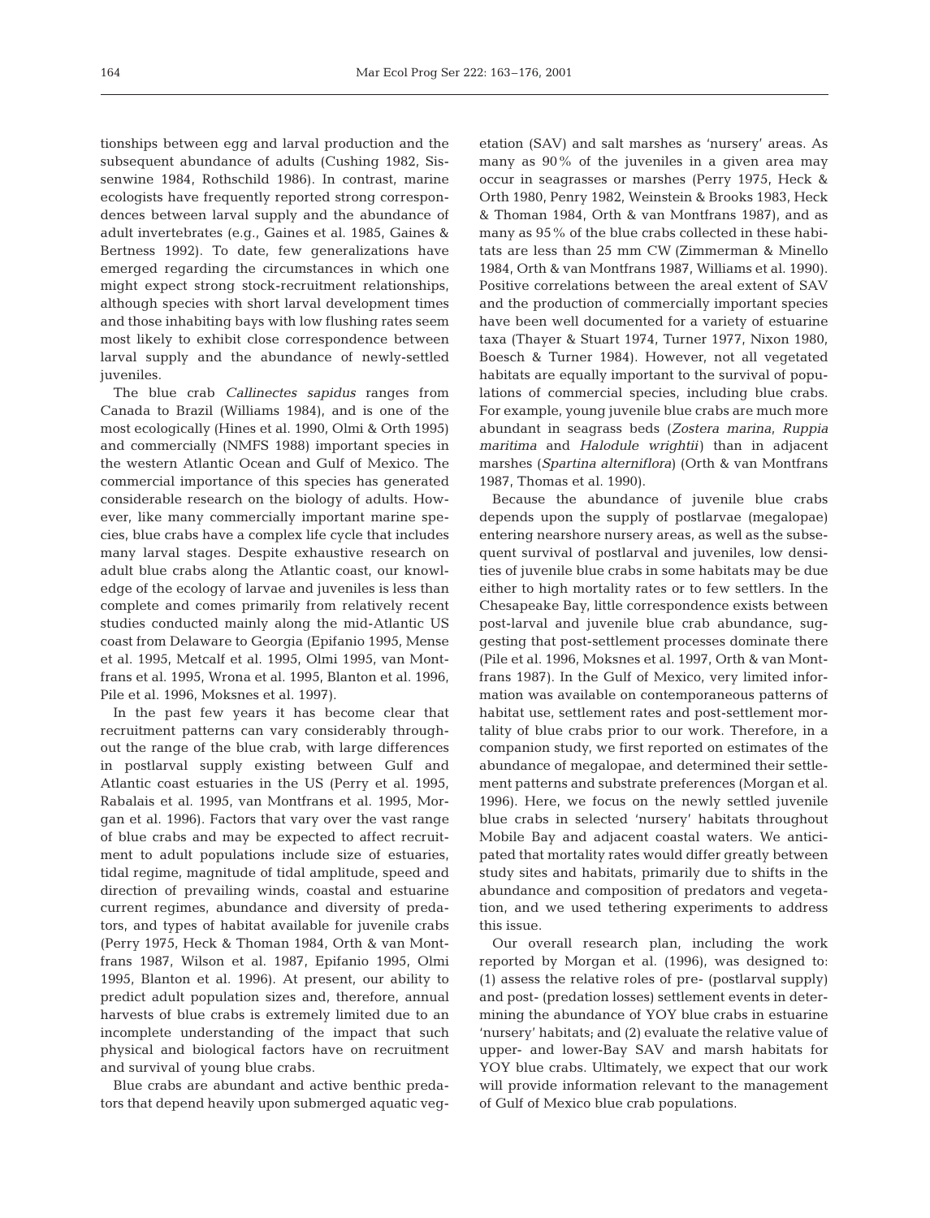tionships between egg and larval production and the subsequent abundance of adults (Cushing 1982, Sissenwine 1984, Rothschild 1986). In contrast, marine ecologists have frequently reported strong correspondences between larval supply and the abundance of adult invertebrates (e.g., Gaines et al. 1985, Gaines & Bertness 1992). To date, few generalizations have emerged regarding the circumstances in which one might expect strong stock-recruitment relationships, although species with short larval development times and those inhabiting bays with low flushing rates seem most likely to exhibit close correspondence between larval supply and the abundance of newly-settled juveniles.

The blue crab *Callinectes sapidus* ranges from Canada to Brazil (Williams 1984), and is one of the most ecologically (Hines et al. 1990, Olmi & Orth 1995) and commercially (NMFS 1988) important species in the western Atlantic Ocean and Gulf of Mexico. The commercial importance of this species has generated considerable research on the biology of adults. However, like many commercially important marine species, blue crabs have a complex life cycle that includes many larval stages. Despite exhaustive research on adult blue crabs along the Atlantic coast, our knowledge of the ecology of larvae and juveniles is less than complete and comes primarily from relatively recent studies conducted mainly along the mid-Atlantic US coast from Delaware to Georgia (Epifanio 1995, Mense et al. 1995, Metcalf et al. 1995, Olmi 1995, van Montfrans et al. 1995, Wrona et al. 1995, Blanton et al. 1996, Pile et al. 1996, Moksnes et al. 1997).

In the past few years it has become clear that recruitment patterns can vary considerably throughout the range of the blue crab, with large differences in postlarval supply existing between Gulf and Atlantic coast estuaries in the US (Perry et al. 1995, Rabalais et al. 1995, van Montfrans et al. 1995, Morgan et al. 1996). Factors that vary over the vast range of blue crabs and may be expected to affect recruitment to adult populations include size of estuaries, tidal regime, magnitude of tidal amplitude, speed and direction of prevailing winds, coastal and estuarine current regimes, abundance and diversity of predators, and types of habitat available for juvenile crabs (Perry 1975, Heck & Thoman 1984, Orth & van Montfrans 1987, Wilson et al. 1987, Epifanio 1995, Olmi 1995, Blanton et al. 1996). At present, our ability to predict adult population sizes and, therefore, annual harvests of blue crabs is extremely limited due to an incomplete understanding of the impact that such physical and biological factors have on recruitment and survival of young blue crabs.

Blue crabs are abundant and active benthic predators that depend heavily upon submerged aquatic vegetation (SAV) and salt marshes as 'nursery' areas. As many as 90% of the juveniles in a given area may occur in seagrasses or marshes (Perry 1975, Heck & Orth 1980, Penry 1982, Weinstein & Brooks 1983, Heck & Thoman 1984, Orth & van Montfrans 1987), and as many as 95% of the blue crabs collected in these habitats are less than 25 mm CW (Zimmerman & Minello 1984, Orth & van Montfrans 1987, Williams et al. 1990). Positive correlations between the areal extent of SAV and the production of commercially important species have been well documented for a variety of estuarine taxa (Thayer & Stuart 1974, Turner 1977, Nixon 1980, Boesch & Turner 1984). However, not all vegetated habitats are equally important to the survival of populations of commercial species, including blue crabs. For example, young juvenile blue crabs are much more abundant in seagrass beds (*Zostera marina*, *Ruppia maritima* and *Halodule wrightii*) than in adjacent marshes (*Spartina alterniflora*) (Orth & van Montfrans 1987, Thomas et al. 1990).

Because the abundance of juvenile blue crabs depends upon the supply of postlarvae (megalopae) entering nearshore nursery areas, as well as the subsequent survival of postlarval and juveniles, low densities of juvenile blue crabs in some habitats may be due either to high mortality rates or to few settlers. In the Chesapeake Bay, little correspondence exists between post-larval and juvenile blue crab abundance, suggesting that post-settlement processes dominate there (Pile et al. 1996, Moksnes et al. 1997, Orth & van Montfrans 1987). In the Gulf of Mexico, very limited information was available on contemporaneous patterns of habitat use, settlement rates and post-settlement mortality of blue crabs prior to our work. Therefore, in a companion study, we first reported on estimates of the abundance of megalopae, and determined their settlement patterns and substrate preferences (Morgan et al. 1996). Here, we focus on the newly settled juvenile blue crabs in selected 'nursery' habitats throughout Mobile Bay and adjacent coastal waters. We anticipated that mortality rates would differ greatly between study sites and habitats, primarily due to shifts in the abundance and composition of predators and vegetation, and we used tethering experiments to address this issue.

Our overall research plan, including the work reported by Morgan et al. (1996), was designed to: (1) assess the relative roles of pre- (postlarval supply) and post- (predation losses) settlement events in determining the abundance of YOY blue crabs in estuarine 'nursery' habitats; and (2) evaluate the relative value of upper- and lower-Bay SAV and marsh habitats for YOY blue crabs. Ultimately, we expect that our work will provide information relevant to the management of Gulf of Mexico blue crab populations.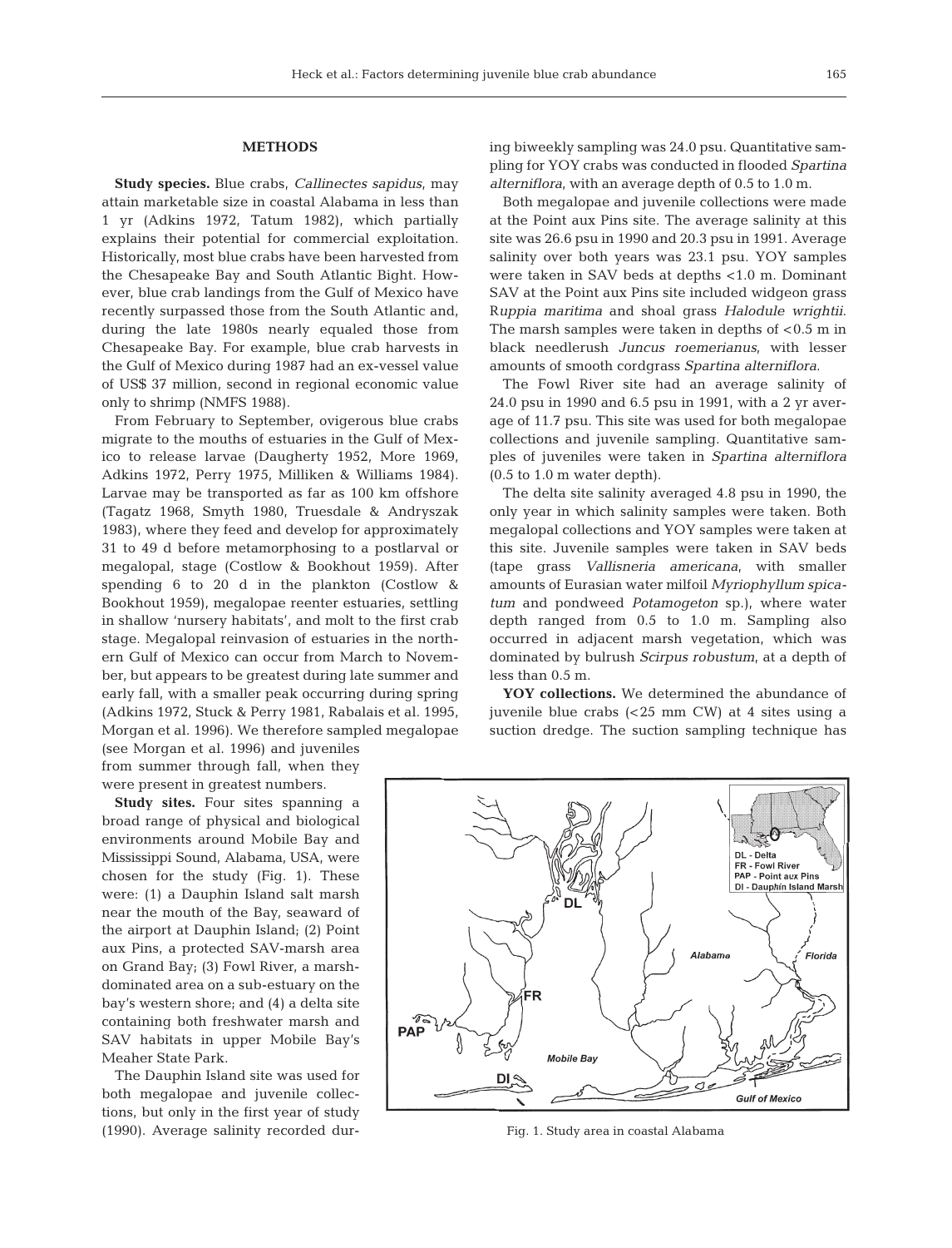## METHODS

**Study species.** Blue crabs, *Callinectes sapidus*, may attain marketable size in coastal Alabama in less than 1 yr (Adkins 1972, Tatum 1982), which partially explains their potential for commercial exploitation. Historically, most blue crabs have been harvested from the Chesapeake Bay and South Atlantic Bight. However, blue crab landings from the Gulf of Mexico have recently surpassed those from the South Atlantic and, during the late 1980s nearly equaled those from Chesapeake Bay. For example, blue crab harvests in the Gulf of Mexico during 1987 had an ex-vessel value of US$ 37 million, second in regional economic value only to shrimp (NMFS 1988).

From February to September, ovigerous blue crabs migrate to the mouths of estuaries in the Gulf of Mexico to release larvae (Daugherty 1952, More 1969, Adkins 1972, Perry 1975, Milliken & Williams 1984). Larvae may be transported as far as 100 km offshore (Tagatz 1968, Smyth 1980, Truesdale & Andryszak 1983), where they feed and develop for approximately 31 to 49 d before metamorphosing to a postlarval or megalopal, stage (Costlow & Bookhout 1959). After spending 6 to 20 d in the plankton (Costlow & Bookhout 1959), megalopae reenter estuaries, settling in shallow 'nursery habitats', and molt to the first crab stage. Megalopal reinvasion of estuaries in the northern Gulf of Mexico can occur from March to November, but appears to be greatest during late summer and early fall, with a smaller peak occurring during spring (Adkins 1972, Stuck & Perry 1981, Rabalais et al. 1995, Morgan et al. 1996). We therefore sampled megalopae (see Morgan et al. 1996) and juveniles from summer through fall, when they were present in greatest numbers.

**Study sites.** Four sites spanning a broad range of physical and biological environments around Mobile Bay and Mississippi Sound, Alabama, USA, were chosen for the study (Fig. 1). These were: (1) a Dauphin Island salt marsh near the mouth of the Bay, seaward of the airport at Dauphin Island; (2) Point aux Pins, a protected SAV-marsh area on Grand Bay; (3) Fowl River, a marsh-dominated area on a sub-estuary on the bay's western shore; and (4) a delta site containing both freshwater marsh and SAV habitats in upper Mobile Bay's Meaher State Park.

The Dauphin Island site was used for both megalopae and juvenile collections, but only in the first year of study (1990). Average salinity recorded during biweekly sampling was 24.0 psu. Quantitative sampling for YOY crabs was conducted in flooded *Spartina alterniflora*, with an average depth of 0.5 to 1.0 m.

Both megalopae and juvenile collections were made at the Point aux Pins site. The average salinity at this site was 26.6 psu in 1990 and 20.3 psu in 1991. Average salinity over both years was 23.1 psu. YOY samples were taken in SAV beds at depths <1.0 m. Dominant SAV at the Point aux Pins site included widgeon grass *Ruppia maritima* and shoal grass *Halodule wrightii*. The marsh samples were taken in depths of <0.5 m in black needlerush *Juncus roemerianus*, with lesser amounts of smooth cordgrass *Spartina alterniflora*.

The Fowl River site had an average salinity of 24.0 psu in 1990 and 6.5 psu in 1991, with a 2 yr average of 11.7 psu. This site was used for both megalopae collections and juvenile sampling. Quantitative samples of juveniles were taken in *Spartina alterniflora* (0.5 to 1.0 m water depth).

The delta site salinity averaged 4.8 psu in 1990, the only year in which salinity samples were taken. Both megalopal collections and YOY samples were taken at this site. Juvenile samples were taken in SAV beds (tape grass *Vallisneria americana*, with smaller amounts of Eurasian water milfoil *Myriophyllum spicatum* and pondweed *Potamogeton* sp.), where water depth ranged from 0.5 to 1.0 m. Sampling also occurred in adjacent marsh vegetation, which was dominated by bulrush *Scirpus robustum*, at a depth of less than 0.5 m.

**YOY collections.** We determined the abundance of juvenile blue crabs (<25 mm CW) at 4 sites using a suction dredge. The suction sampling technique has

Fig. 1. Study area in coastal Alabama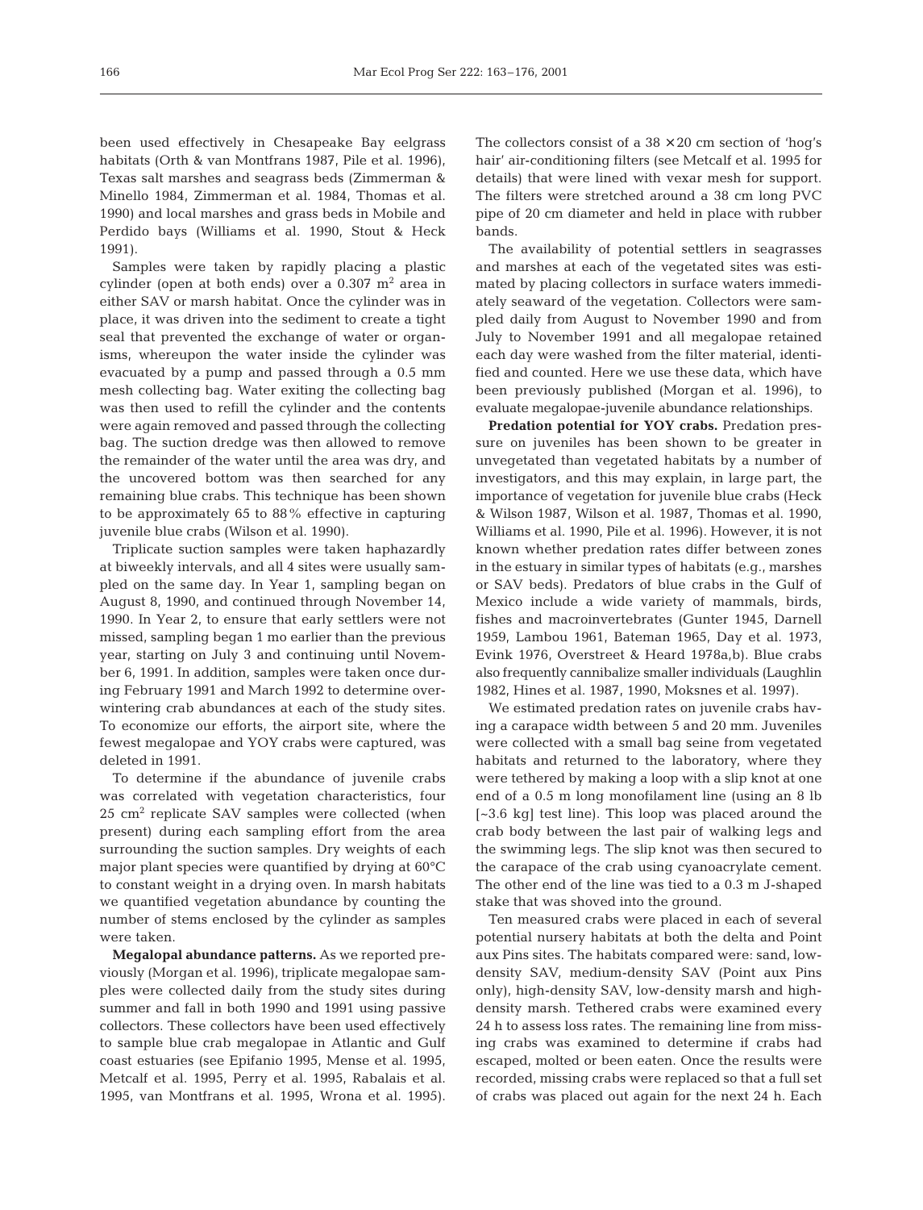been used effectively in Chesapeake Bay eelgrass habitats (Orth & van Montfrans 1987, Pile et al. 1996), Texas salt marshes and seagrass beds (Zimmerman & Minello 1984, Zimmerman et al. 1984, Thomas et al. 1990) and local marshes and grass beds in Mobile and Perdido bays (Williams et al. 1990, Stout & Heck 1991).

Samples were taken by rapidly placing a plastic cylinder (open at both ends) over a 0.307 $m^2$ area in either SAV or marsh habitat. Once the cylinder was in place, it was driven into the sediment to create a tight seal that prevented the exchange of water or organisms, whereupon the water inside the cylinder was evacuated by a pump and passed through a 0.5 mm mesh collecting bag. Water exiting the collecting bag was then used to refill the cylinder and the contents were again removed and passed through the collecting bag. The suction dredge was then allowed to remove the remainder of the water until the area was dry, and the uncovered bottom was then searched for any remaining blue crabs. This technique has been shown to be approximately 65 to 88% effective in capturing juvenile blue crabs (Wilson et al. 1990).

Triplicate suction samples were taken haphazardly at biweekly intervals, and all 4 sites were usually sampled on the same day. In Year 1, sampling began on August 8, 1990, and continued through November 14, 1990. In Year 2, to ensure that early settlers were not missed, sampling began 1 mo earlier than the previous year, starting on July 3 and continuing until November 6, 1991. In addition, samples were taken once during February 1991 and March 1992 to determine overwintering crab abundances at each of the study sites. To economize our efforts, the airport site, where the fewest megalopae and YOY crabs were captured, was deleted in 1991.

To determine if the abundance of juvenile crabs was correlated with vegetation characteristics, four 25 $cm^2$ replicate SAV samples were collected (when present) during each sampling effort from the area surrounding the suction samples. Dry weights of each major plant species were quantified by drying at 60°C to constant weight in a drying oven. In marsh habitats we quantified vegetation abundance by counting the number of stems enclosed by the cylinder as samples were taken.

**Megalopal abundance patterns.** As we reported previously (Morgan et al. 1996), triplicate megalopae samples were collected daily from the study sites during summer and fall in both 1990 and 1991 using passive collectors. These collectors have been used effectively to sample blue crab megalopae in Atlantic and Gulf coast estuaries (see Epifanio 1995, Mense et al. 1995, Metcalf et al. 1995, Perry et al. 1995, Rabalais et al. 1995, van Montfrans et al. 1995, Wrona et al. 1995). The collectors consist of a 38 × 20 cm section of 'hog's hair' air-conditioning filters (see Metcalf et al. 1995 for details) that were lined with vexar mesh for support. The filters were stretched around a 38 cm long PVC pipe of 20 cm diameter and held in place with rubber bands.

The availability of potential settlers in seagrasses and marshes at each of the vegetated sites was estimated by placing collectors in surface waters immediately seaward of the vegetation. Collectors were sampled daily from August to November 1990 and from July to November 1991 and all megalopae retained each day were washed from the filter material, identified and counted. Here we use these data, which have been previously published (Morgan et al. 1996), to evaluate megalopae-juvenile abundance relationships.

**Predation potential for YOY crabs.** Predation pressure on juveniles has been shown to be greater in unvegetated than vegetated habitats by a number of investigators, and this may explain, in large part, the importance of vegetation for juvenile blue crabs (Heck & Wilson 1987, Wilson et al. 1987, Thomas et al. 1990, Williams et al. 1990, Pile et al. 1996). However, it is not known whether predation rates differ between zones in the estuary in similar types of habitats (e.g., marshes or SAV beds). Predators of blue crabs in the Gulf of Mexico include a wide variety of mammals, birds, fishes and macroinvertebrates (Gunter 1945, Darnell 1959, Lambou 1961, Bateman 1965, Day et al. 1973, Evink 1976, Overstreet & Heard 1978a,b). Blue crabs also frequently cannibalize smaller individuals (Laughlin 1982, Hines et al. 1987, 1990, Moksnes et al. 1997).

We estimated predation rates on juvenile crabs having a carapace width between 5 and 20 mm. Juveniles were collected with a small bag seine from vegetated habitats and returned to the laboratory, where they were tethered by making a loop with a slip knot at one end of a 0.5 m long monofilament line (using an 8 lb [~3.6 kg] test line). This loop was placed around the crab body between the last pair of walking legs and the swimming legs. The slip knot was then secured to the carapace of the crab using cyanoacrylate cement. The other end of the line was tied to a 0.3 m J-shaped stake that was shoved into the ground.

Ten measured crabs were placed in each of several potential nursery habitats at both the delta and Point aux Pins sites. The habitats compared were: sand, low-density SAV, medium-density SAV (Point aux Pins only), high-density SAV, low-density marsh and high-density marsh. Tethered crabs were examined every 24 h to assess loss rates. The remaining line from missing crabs was examined to determine if crabs had escaped, molted or been eaten. Once the results were recorded, missing crabs were replaced so that a full set of crabs was placed out again for the next 24 h. Each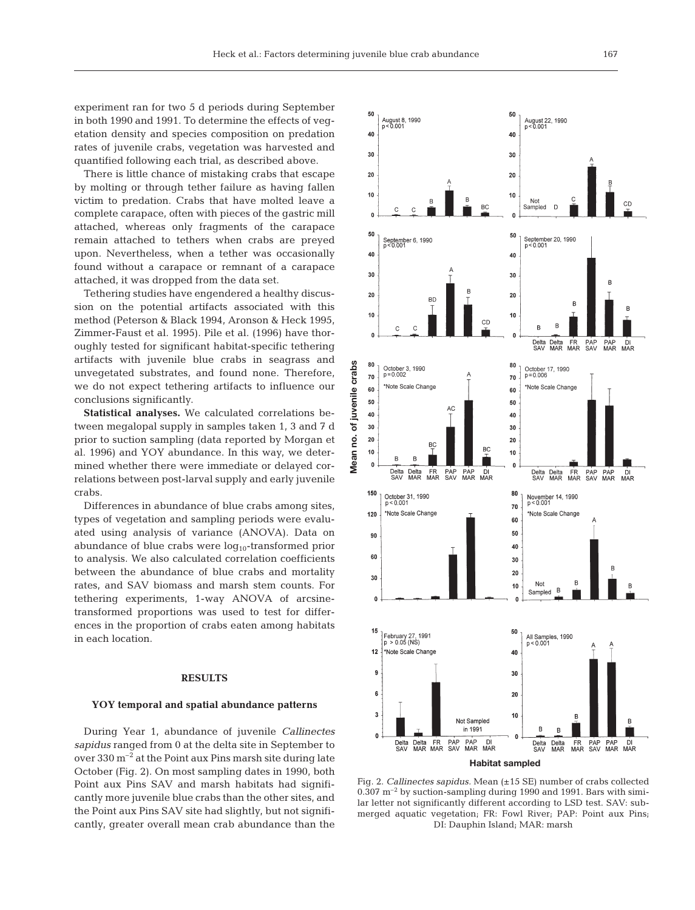experiment ran for two 5 d periods during September in both 1990 and 1991. To determine the effects of vegetation density and species composition on predation rates of juvenile crabs, vegetation was harvested and quantified following each trial, as described above.

There is little chance of mistaking crabs that escape by molting or through tether failure as having fallen victim to predation. Crabs that have molted leave a complete carapace, often with pieces of the gastric mill attached, whereas only fragments of the carapace remain attached to tethers when crabs are preyed upon. Nevertheless, when a tether was occasionally found without a carapace or remnant of a carapace attached, it was dropped from the data set.

Tethering studies have engendered a healthy discussion on the potential artifacts associated with this method (Peterson & Black 1994, Aronson & Heck 1995, Zimmer-Faust et al. 1995). Pile et al. (1996) have thoroughly tested for significant habitat-specific tethering artifacts with juvenile blue crabs in seagrass and unvegetated substrates, and found none. Therefore, we do not expect tethering artifacts to influence our conclusions significantly.

**Statistical analyses.** We calculated correlations between megalopal supply in samples taken 1, 3 and 7 d prior to suction sampling (data reported by Morgan et al. 1996) and YOY abundance. In this way, we determined whether there were immediate or delayed correlations between post-larval supply and early juvenile crabs.

Differences in abundance of blue crabs among sites, types of vegetation and sampling periods were evaluated using analysis of variance (ANOVA). Data on abundance of blue crabs were $\log_{10}$-transformed prior to analysis. We also calculated correlation coefficients between the abundance of blue crabs and mortality rates, and SAV biomass and marsh stem counts. For tethering experiments, 1-way ANOVA of arcsine-transformed proportions was used to test for differences in the proportion of crabs eaten among habitats in each location.

## RESULTS

### YOY temporal and spatial abundance patterns

During Year 1, abundance of juvenile *Callinectes sapidus* ranged from 0 at the delta site in September to over 330 $m^{-2}$ at the Point aux Pins marsh site during late October (Fig. 2). On most sampling dates in 1990, both Point aux Pins SAV and marsh habitats had significantly more juvenile blue crabs than the other sites, and the Point aux Pins SAV site had slightly, but not significantly, greater overall mean crab abundance than the

Fig. 2. *Callinectes sapidus.* Mean (±15 SE) number of crabs collected 0.307 $m^{-2}$ by suction-sampling during 1990 and 1991. Bars with similar letter not significantly different according to LSD test. SAV: submerged aquatic vegetation; FR: Fowl River; PAP: Point aux Pins; DI: Dauphin Island; MAR: marsh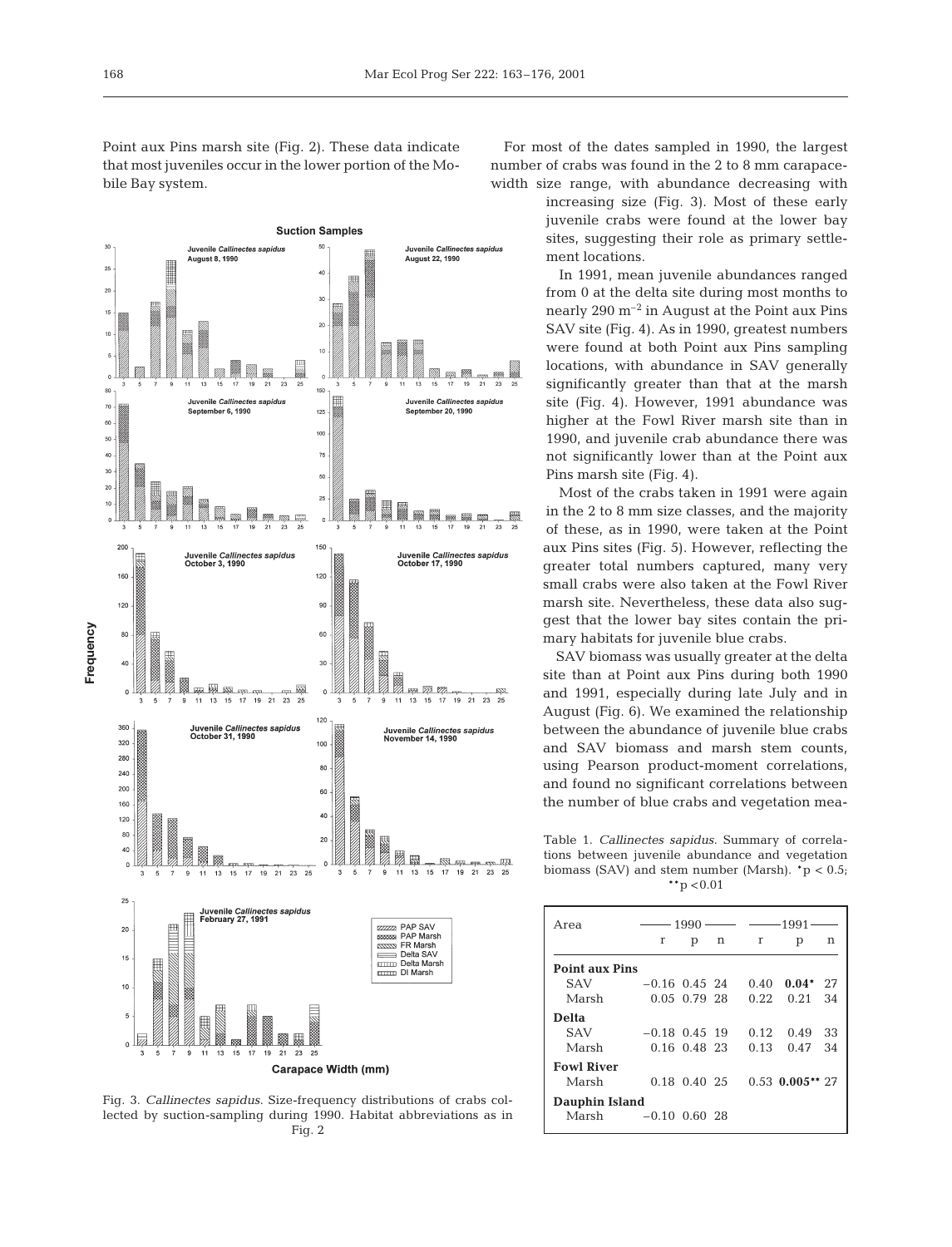Point aux Pins marsh site (Fig. 2). These data indicate that most juveniles occur in the lower portion of the Mobile Bay system.

Fig. 3. *Callinectes sapidus*. Size-frequency distributions of crabs collected by suction-sampling during 1990. Habitat abbreviations as in Fig. 2

For most of the dates sampled in 1990, the largest number of crabs was found in the 2 to 8 mm carapace-width size range, with abundance decreasing with increasing size (Fig. 3). Most of these early juvenile crabs were found at the lower bay sites, suggesting their role as primary settlement locations.

In 1991, mean juvenile abundances ranged from 0 at the delta site during most months to nearly 290 $m^{-2}$ in August at the Point aux Pins SAV site (Fig. 4). As in 1990, greatest numbers were found at both Point aux Pins sampling locations, with abundance in SAV generally significantly greater than that at the marsh site (Fig. 4). However, 1991 abundance was higher at the Fowl River marsh site than in 1990, and juvenile crab abundance there was not significantly lower than at the Point aux Pins marsh site (Fig. 4).

Most of the crabs taken in 1991 were again in the 2 to 8 mm size classes, and the majority of these, as in 1990, were taken at the Point aux Pins sites (Fig. 5). However, reflecting the greater total numbers captured, many very small crabs were also taken at the Fowl River marsh site. Nevertheless, these data also suggest that the lower bay sites contain the primary habitats for juvenile blue crabs.

SAV biomass was usually greater at the delta site than at Point aux Pins during both 1990 and 1991, especially during late July and in August (Fig. 6). We examined the relationship between the abundance of juvenile blue crabs and SAV biomass and marsh stem counts, using Pearson product-moment correlations, and found no significant correlations between the number of blue crabs and vegetation mea-

Table 1. *Callinectes sapidus*. Summary of correlations between juvenile abundance and vegetation biomass (SAV) and stem number (Marsh). \*$p < 0.5$; \*\*$p < 0.01$

| Area | 1990 | | | 1991 | | |
|---|---|---|---|---|---|---|
| | r | p | n | r | p | n |
| **Point aux Pins** | | | | | | |
| SAV | −0.16 | 0.45 | 24 | 0.40 | **0.04\*** | 27 |
| Marsh | 0.05 | 0.79 | 28 | 0.22 | 0.21 | 34 |
| **Delta** | | | | | | |
| SAV | −0.18 | 0.45 | 19 | 0.12 | 0.49 | 33 |
| Marsh | 0.16 | 0.48 | 23 | 0.13 | 0.47 | 34 |
| **Fowl River** | | | | | | |
| Marsh | 0.18 | 0.40 | 25 | 0.53 | **0.005\*\*** | 27 |
| **Dauphin Island** | | | | | | |
| Marsh | −0.10 | 0.60 | 28 | | | |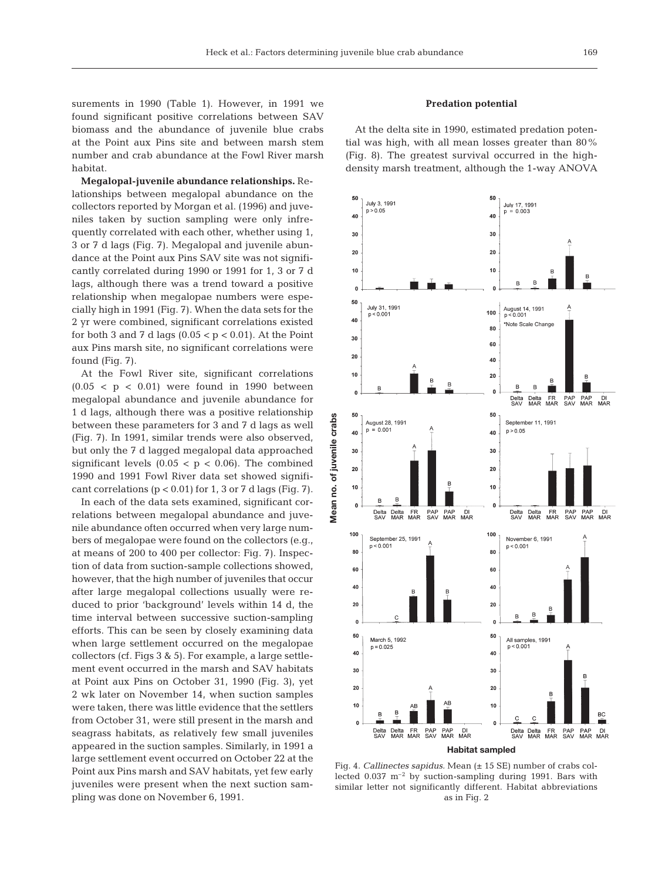surements in 1990 (Table 1). However, in 1991 we found significant positive correlations between SAV biomass and the abundance of juvenile blue crabs at the Point aux Pins site and between marsh stem number and crab abundance at the Fowl River marsh habitat.

**Megalopal-juvenile abundance relationships.** Relationships between megalopal abundance on the collectors reported by Morgan et al. (1996) and juveniles taken by suction sampling were only infrequently correlated with each other, whether using 1, 3 or 7 d lags (Fig. 7). Megalopal and juvenile abundance at the Point aux Pins SAV site was not significantly correlated during 1990 or 1991 for 1, 3 or 7 d lags, although there was a trend toward a positive relationship when megalopae numbers were especially high in 1991 (Fig. 7). When the data sets for the 2 yr were combined, significant correlations existed for both 3 and 7 d lags ($0.05 < p < 0.01$). At the Point aux Pins marsh site, no significant correlations were found (Fig. 7).

At the Fowl River site, significant correlations ($0.05 < p < 0.01$) were found in 1990 between megalopal abundance and juvenile abundance for 1 d lags, although there was a positive relationship between these parameters for 3 and 7 d lags as well (Fig. 7). In 1991, similar trends were also observed, but only the 7 d lagged megalopal data approached significant levels ($0.05 < p < 0.06$). The combined 1990 and 1991 Fowl River data set showed significant correlations ($p < 0.01$) for 1, 3 or 7 d lags (Fig. 7).

In each of the data sets examined, significant correlations between megalopal abundance and juvenile abundance often occurred when very large numbers of megalopae were found on the collectors (e.g., at means of 200 to 400 per collector: Fig. 7). Inspection of data from suction-sample collections showed, however, that the high number of juveniles that occur after large megalopal collections usually were reduced to prior 'background' levels within 14 d, the time interval between successive suction-sampling efforts. This can be seen by closely examining data when large settlement occurred on the megalopae collectors (cf. Figs 3 & 5). For example, a large settlement event occurred in the marsh and SAV habitats at Point aux Pins on October 31, 1990 (Fig. 3), yet 2 wk later on November 14, when suction samples were taken, there was little evidence that the settlers from October 31, were still present in the marsh and seagrass habitats, as relatively few small juveniles appeared in the suction samples. Similarly, in 1991 a large settlement event occurred on October 22 at the Point aux Pins marsh and SAV habitats, yet few early juveniles were present when the next suction sampling was done on November 6, 1991.

## Predation potential

At the delta site in 1990, estimated predation potential was high, with all mean losses greater than 80% (Fig. 8). The greatest survival occurred in the high-density marsh treatment, although the 1-way ANOVA

Fig. 4. *Callinectes sapidus*. Mean (± 15 SE) number of crabs collected 0.037 $m^{-2}$ by suction-sampling during 1991. Bars with similar letter not significantly different. Habitat abbreviations as in Fig. 2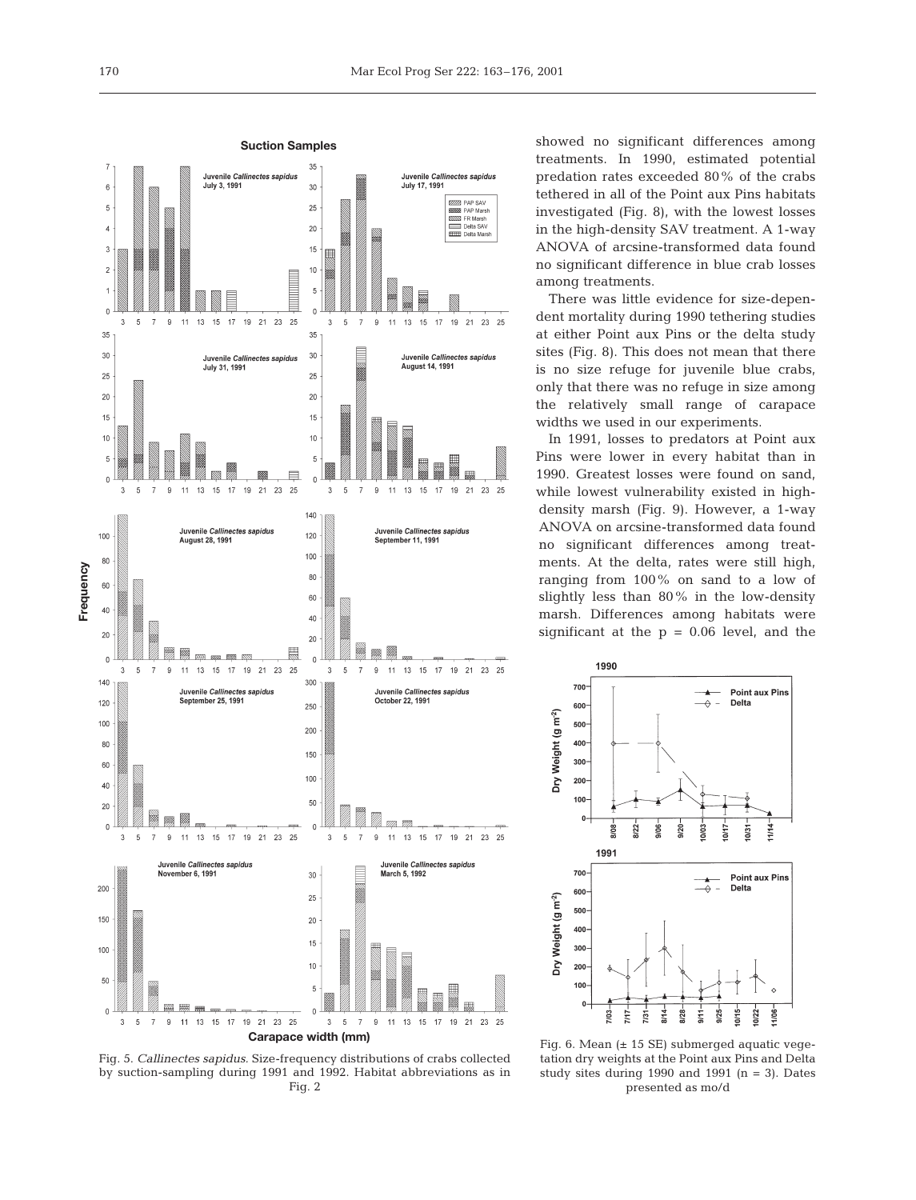Fig. 5. *Callinectes sapidus*. Size-frequency distributions of crabs collected by suction-sampling during 1991 and 1992. Habitat abbreviations as in Fig. 2

showed no significant differences among treatments. In 1990, estimated potential predation rates exceeded 80% of the crabs tethered in all of the Point aux Pins habitats investigated (Fig. 8), with the lowest losses in the high-density SAV treatment. A 1-way ANOVA of arcsine-transformed data found no significant difference in blue crab losses among treatments.

There was little evidence for size-dependent mortality during 1990 tethering studies at either Point aux Pins or the delta study sites (Fig. 8). This does not mean that there is no size refuge for juvenile blue crabs, only that there was no refuge in size among the relatively small range of carapace widths we used in our experiments.

In 1991, losses to predators at Point aux Pins were lower in every habitat than in 1990. Greatest losses were found on sand, while lowest vulnerability existed in high-density marsh (Fig. 9). However, a 1-way ANOVA on arcsine-transformed data found no significant differences among treatments. At the delta, rates were still high, ranging from 100% on sand to a low of slightly less than 80% in the low-density marsh. Differences among habitats were significant at the $p = 0.06$ level, and the

Fig. 6. Mean (± 15 SE) submerged aquatic vegetation dry weights at the Point aux Pins and Delta study sites during 1990 and 1991 ($n = 3$). Dates presented as mo/d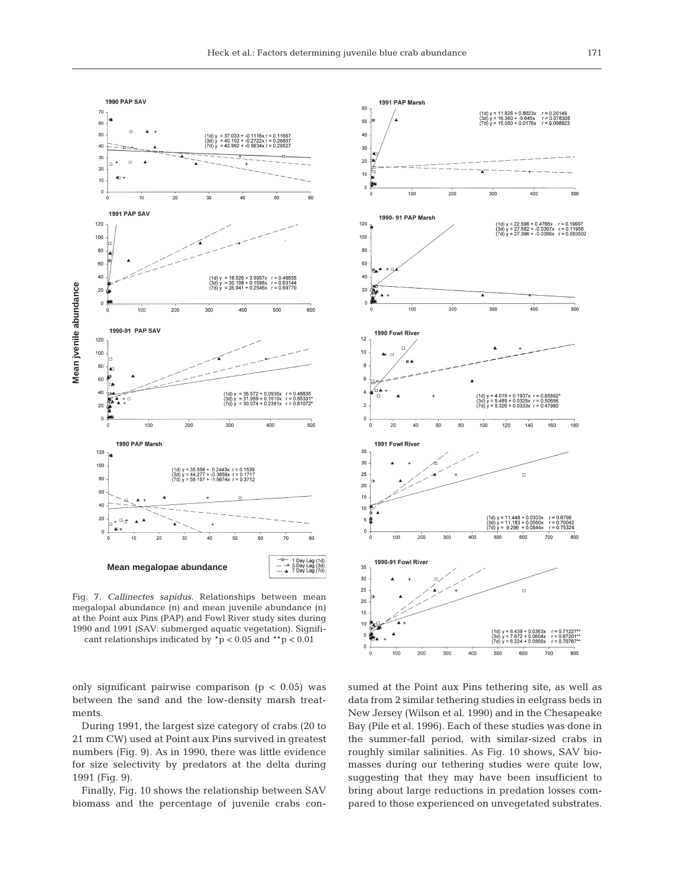Fig. 7. *Callinectes sapidus.* Relationships between mean megalopal abundance (n) and mean juvenile abundance (n) at the Point aux Pins (PAP) and Fowl River study sites during 1990 and 1991 (SAV: submerged aquatic vegetation). Significant relationships indicated by \*$p < 0.05$ and \*\*$p < 0.01$

only significant pairwise comparison ($p < 0.05$) was between the sand and the low-density marsh treatments.

During 1991, the largest size category of crabs (20 to 21 mm CW) used at Point aux Pins survived in greatest numbers (Fig. 9). As in 1990, there was little evidence for size selectivity by predators at the delta during 1991 (Fig. 9).

Finally, Fig. 10 shows the relationship between SAV biomass and the percentage of juvenile crabs consumed at the Point aux Pins tethering site, as well as data from 2 similar tethering studies in eelgrass beds in New Jersey (Wilson et al. 1990) and in the Chesapeake Bay (Pile et al. 1996). Each of these studies was done in the summer-fall period, with similar-sized crabs in roughly similar salinities. As Fig. 10 shows, SAV biomasses during our tethering studies were quite low, suggesting that they may have been insufficient to bring about large reductions in predation losses compared to those experienced on unvegetated substrates.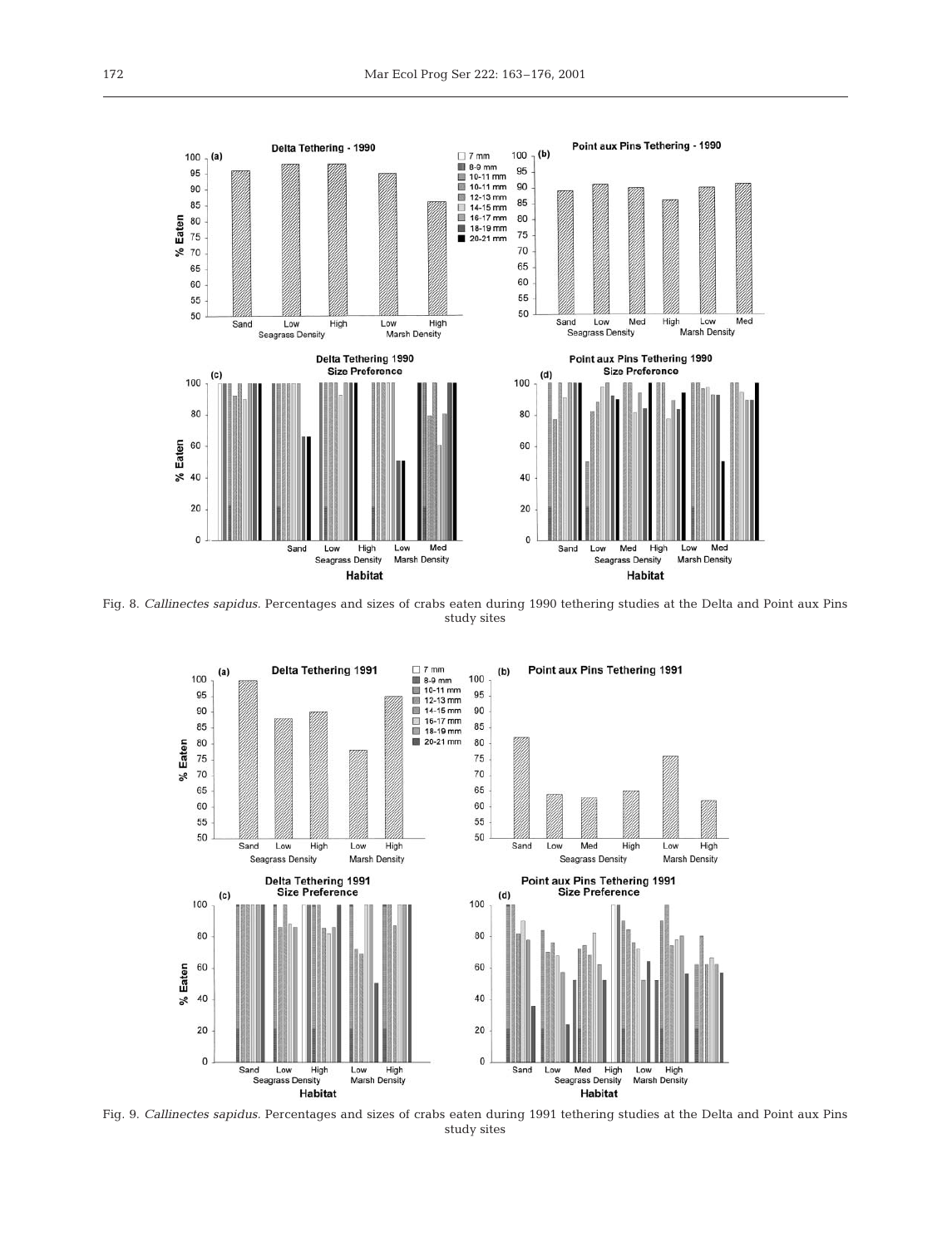Fig. 8. *Callinectes sapidus*. Percentages and sizes of crabs eaten during 1990 tethering studies at the Delta and Point aux Pins study sites

Fig. 9. *Callinectes sapidus*. Percentages and sizes of crabs eaten during 1991 tethering studies at the Delta and Point aux Pins study sites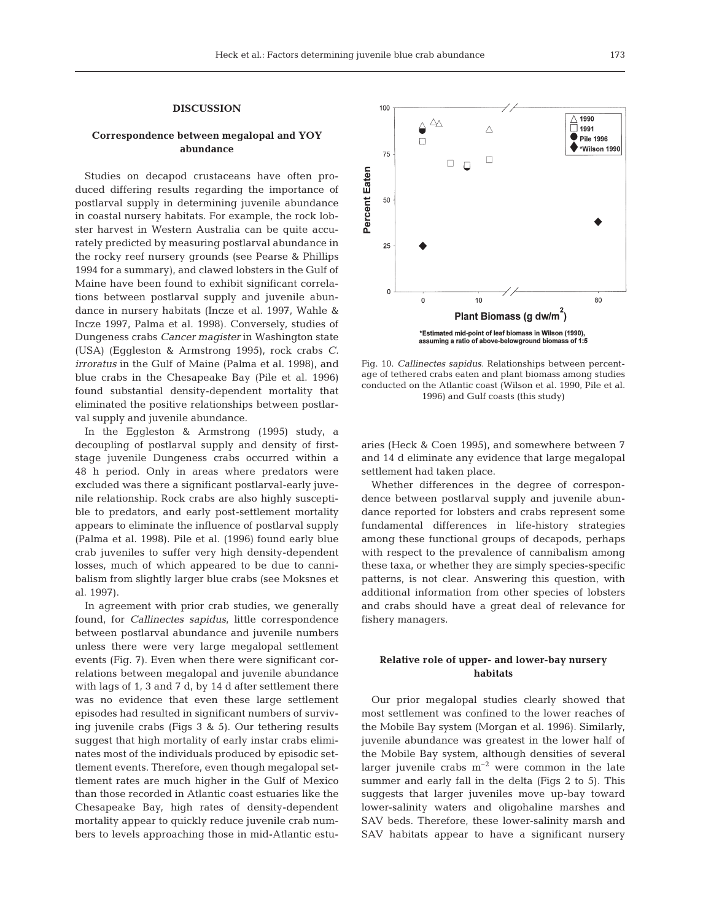## DISCUSSION

### Correspondence between megalopal and YOY abundance

Studies on decapod crustaceans have often produced differing results regarding the importance of postlarval supply in determining juvenile abundance in coastal nursery habitats. For example, the rock lobster harvest in Western Australia can be quite accurately predicted by measuring postlarval abundance in the rocky reef nursery grounds (see Pearse & Phillips 1994 for a summary), and clawed lobsters in the Gulf of Maine have been found to exhibit significant correlations between postlarval supply and juvenile abundance in nursery habitats (Incze et al. 1997, Wahle & Incze 1997, Palma et al. 1998). Conversely, studies of Dungeness crabs *Cancer magister* in Washington state (USA) (Eggleston & Armstrong 1995), rock crabs *C. irroratus* in the Gulf of Maine (Palma et al. 1998), and blue crabs in the Chesapeake Bay (Pile et al. 1996) found substantial density-dependent mortality that eliminated the positive relationships between postlarval supply and juvenile abundance.

In the Eggleston & Armstrong (1995) study, a decoupling of postlarval supply and density of first-stage juvenile Dungeness crabs occurred within a 48 h period. Only in areas where predators were excluded was there a significant postlarval-early juvenile relationship. Rock crabs are also highly susceptible to predators, and early post-settlement mortality appears to eliminate the influence of postlarval supply (Palma et al. 1998). Pile et al. (1996) found early blue crab juveniles to suffer very high density-dependent losses, much of which appeared to be due to cannibalism from slightly larger blue crabs (see Moksnes et al. 1997).

In agreement with prior crab studies, we generally found, for *Callinectes sapidus*, little correspondence between postlarval abundance and juvenile numbers unless there were very large megalopal settlement events (Fig. 7). Even when there were significant correlations between megalopal and juvenile abundance with lags of 1, 3 and 7 d, by 14 d after settlement there was no evidence that even these large settlement episodes had resulted in significant numbers of surviving juvenile crabs (Figs 3 & 5). Our tethering results suggest that high mortality of early instar crabs eliminates most of the individuals produced by episodic settlement events. Therefore, even though megalopal settlement rates are much higher in the Gulf of Mexico than those recorded in Atlantic coast estuaries like the Chesapeake Bay, high rates of density-dependent mortality appear to quickly reduce juvenile crab numbers to levels approaching those in mid-Atlantic estuaries (Heck & Coen 1995), and somewhere between 7 and 14 d eliminate any evidence that large megalopal settlement had taken place.

Fig. 10. *Callinectes sapidus.* Relationships between percentage of tethered crabs eaten and plant biomass among studies conducted on the Atlantic coast (Wilson et al. 1990, Pile et al. 1996) and Gulf coasts (this study)

Whether differences in the degree of correspondence between postlarval supply and juvenile abundance reported for lobsters and crabs represent some fundamental differences in life-history strategies among these functional groups of decapods, perhaps with respect to the prevalence of cannibalism among these taxa, or whether they are simply species-specific patterns, is not clear. Answering this question, with additional information from other species of lobsters and crabs should have a great deal of relevance for fishery managers.

### Relative role of upper- and lower-bay nursery habitats

Our prior megalopal studies clearly showed that most settlement was confined to the lower reaches of the Mobile Bay system (Morgan et al. 1996). Similarly, juvenile abundance was greatest in the lower half of the Mobile Bay system, although densities of several larger juvenile crabs $m^{-2}$ were common in the late summer and early fall in the delta (Figs 2 to 5). This suggests that larger juveniles move up-bay toward lower-salinity waters and oligohaline marshes and SAV beds. Therefore, these lower-salinity marsh and SAV habitats appear to have a significant nursery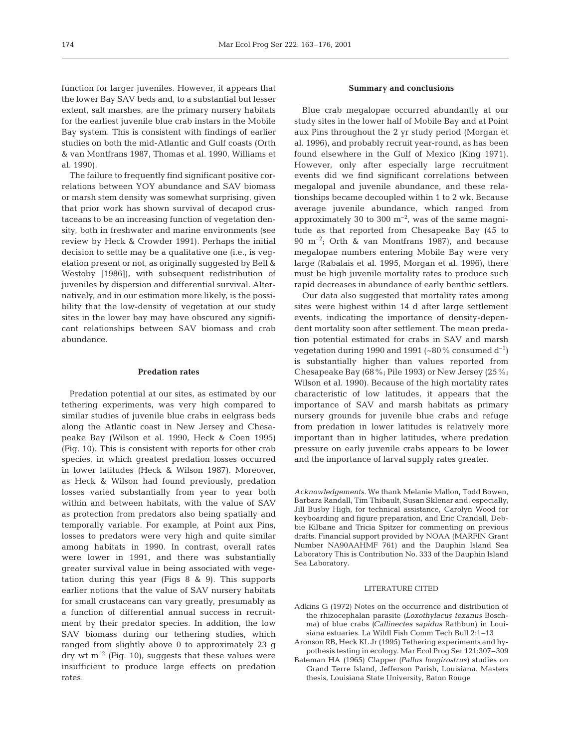function for larger juveniles. However, it appears that the lower Bay SAV beds and, to a substantial but lesser extent, salt marshes, are the primary nursery habitats for the earliest juvenile blue crab instars in the Mobile Bay system. This is consistent with findings of earlier studies on both the mid-Atlantic and Gulf coasts (Orth & van Montfrans 1987, Thomas et al. 1990, Williams et al. 1990).

The failure to frequently find significant positive correlations between YOY abundance and SAV biomass or marsh stem density was somewhat surprising, given that prior work has shown survival of decapod crustaceans to be an increasing function of vegetation density, both in freshwater and marine environments (see review by Heck & Crowder 1991). Perhaps the initial decision to settle may be a qualitative one (i.e., is vegetation present or not, as originally suggested by Bell & Westoby [1986]), with subsequent redistribution of juveniles by dispersion and differential survival. Alternatively, and in our estimation more likely, is the possibility that the low-density of vegetation at our study sites in the lower bay may have obscured any significant relationships between SAV biomass and crab abundance.

### Predation rates

Predation potential at our sites, as estimated by our tethering experiments, was very high compared to similar studies of juvenile blue crabs in eelgrass beds along the Atlantic coast in New Jersey and Chesapeake Bay (Wilson et al. 1990, Heck & Coen 1995) (Fig. 10). This is consistent with reports for other crab species, in which greatest predation losses occurred in lower latitudes (Heck & Wilson 1987). Moreover, as Heck & Wilson had found previously, predation losses varied substantially from year to year both within and between habitats, with the value of SAV as protection from predators also being spatially and temporally variable. For example, at Point aux Pins, losses to predators were very high and quite similar among habitats in 1990. In contrast, overall rates were lower in 1991, and there was substantially greater survival value in being associated with vegetation during this year (Figs 8 & 9). This supports earlier notions that the value of SAV nursery habitats for small crustaceans can vary greatly, presumably as a function of differential annual success in recruitment by their predator species. In addition, the low SAV biomass during our tethering studies, which ranged from slightly above 0 to approximately 23 g dry wt $m^{-2}$ (Fig. 10), suggests that these values were insufficient to produce large effects on predation rates.

### Summary and conclusions

Blue crab megalopae occurred abundantly at our study sites in the lower half of Mobile Bay and at Point aux Pins throughout the 2 yr study period (Morgan et al. 1996), and probably recruit year-round, as has been found elsewhere in the Gulf of Mexico (King 1971). However, only after especially large recruitment events did we find significant correlations between megalopal and juvenile abundance, and these relationships became decoupled within 1 to 2 wk. Because average juvenile abundance, which ranged from approximately 30 to 300 $m^{-2}$, was of the same magnitude as that reported from Chesapeake Bay (45 to 90 $m^{-2}$; Orth & van Montfrans 1987), and because megalopae numbers entering Mobile Bay were very large (Rabalais et al. 1995, Morgan et al. 1996), there must be high juvenile mortality rates to produce such rapid decreases in abundance of early benthic settlers.

Our data also suggested that mortality rates among sites were highest within 14 d after large settlement events, indicating the importance of density-dependent mortality soon after settlement. The mean predation potential estimated for crabs in SAV and marsh vegetation during 1990 and 1991 (~80% consumed $d^{-1}$) is substantially higher than values reported from Chesapeake Bay (68%; Pile 1993) or New Jersey (25%; Wilson et al. 1990). Because of the high mortality rates characteristic of low latitudes, it appears that the importance of SAV and marsh habitats as primary nursery grounds for juvenile blue crabs and refuge from predation in lower latitudes is relatively more important than in higher latitudes, where predation pressure on early juvenile crabs appears to be lower and the importance of larval supply rates greater.

*Acknowledgements.* We thank Melanie Mallon, Todd Bowen, Barbara Randall, Tim Thibault, Susan Sklenar and, especially, Jill Busby High, for technical assistance, Carolyn Wood for keyboarding and figure preparation, and Eric Crandall, Debbie Kilbane and Tricia Spitzer for commenting on previous drafts. Financial support provided by NOAA (MARFIN Grant Number NA90AAHMF 761) and the Dauphin Island Sea Laboratory This is Contribution No. 333 of the Dauphin Island Sea Laboratory.

### LITERATURE CITED

Adkins G (1972) Notes on the occurrence and distribution of the rhizocephalan parasite (*Loxothylacus texanus* Boschma) of blue crabs (*Callinectes sapidus* Rathbun) in Louisiana estuaries. La Wildl Fish Comm Tech Bull 2:1–13

Aronson RB, Heck KL Jr (1995) Tethering experiments and hypothesis testing in ecology. Mar Ecol Prog Ser 121:307–309

Bateman HA (1965) Clapper (*Pallus longirostrus*) studies on Grand Terre Island, Jefferson Parish, Louisiana. Masters thesis, Louisiana State University, Baton Rouge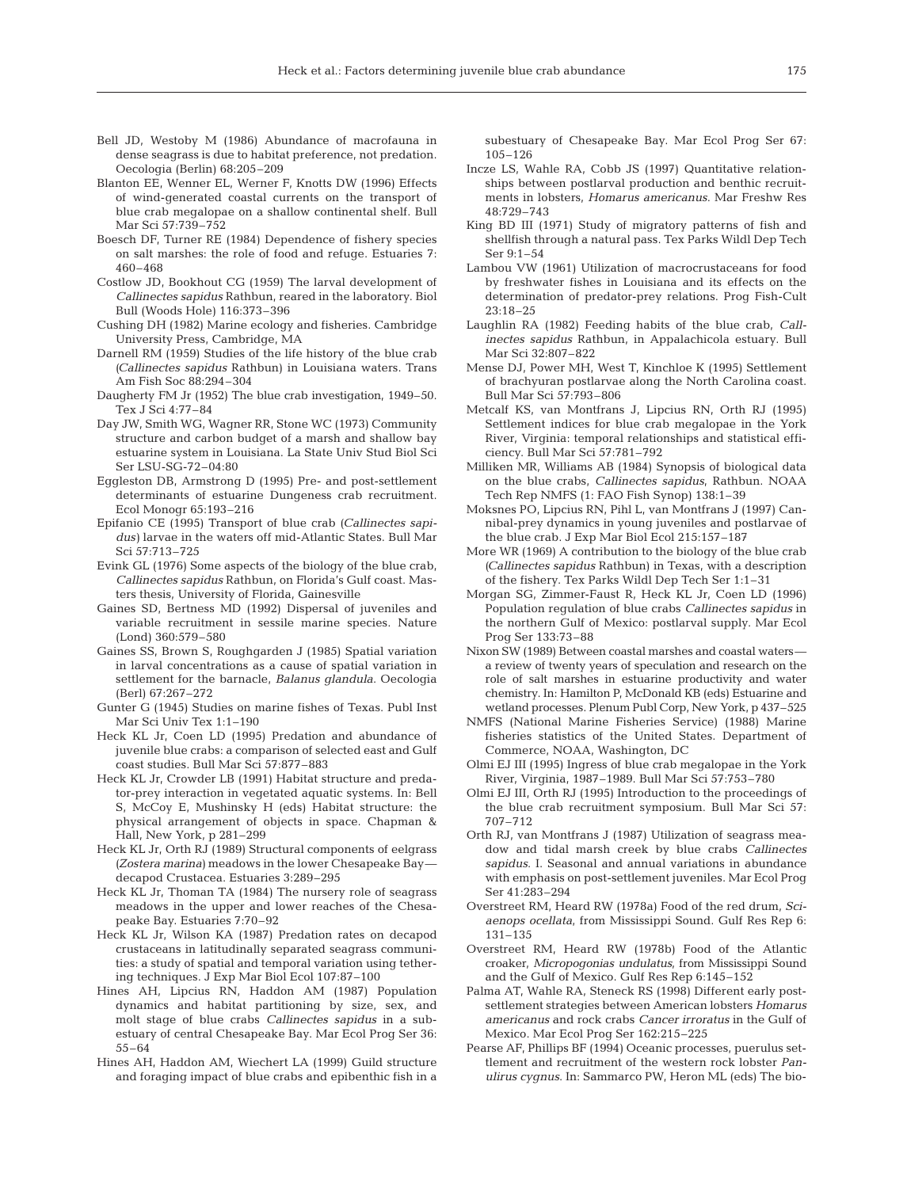Bell JD, Westoby M (1986) Abundance of macrofauna in dense seagrass is due to habitat preference, not predation. Oecologia (Berlin) 68:205–209

Blanton EE, Wenner EL, Werner F, Knotts DW (1996) Effects of wind-generated coastal currents on the transport of blue crab megalopae on a shallow continental shelf. Bull Mar Sci 57:739–752

Boesch DF, Turner RE (1984) Dependence of fishery species on salt marshes: the role of food and refuge. Estuaries 7: 460–468

Costlow JD, Bookhout CG (1959) The larval development of *Callinectes sapidus* Rathbun, reared in the laboratory. Biol Bull (Woods Hole) 116:373–396

Cushing DH (1982) Marine ecology and fisheries. Cambridge University Press, Cambridge, MA

Darnell RM (1959) Studies of the life history of the blue crab (*Callinectes sapidus* Rathbun) in Louisiana waters. Trans Am Fish Soc 88:294–304

Daugherty FM Jr (1952) The blue crab investigation, 1949–50. Tex J Sci 4:77–84

Day JW, Smith WG, Wagner RR, Stone WC (1973) Community structure and carbon budget of a marsh and shallow bay estuarine system in Louisiana. La State Univ Stud Biol Sci Ser LSU-SG-72–04:80

Eggleston DB, Armstrong D (1995) Pre- and post-settlement determinants of estuarine Dungeness crab recruitment. Ecol Monogr 65:193–216

Epifanio CE (1995) Transport of blue crab (*Callinectes sapidus*) larvae in the waters off mid-Atlantic States. Bull Mar Sci 57:713–725

Evink GL (1976) Some aspects of the biology of the blue crab, *Callinectes sapidus* Rathbun, on Florida's Gulf coast. Masters thesis, University of Florida, Gainesville

Gaines SD, Bertness MD (1992) Dispersal of juveniles and variable recruitment in sessile marine species. Nature (Lond) 360:579–580

Gaines SS, Brown S, Roughgarden J (1985) Spatial variation in larval concentrations as a cause of spatial variation in settlement for the barnacle, *Balanus glandula*. Oecologia (Berl) 67:267–272

Gunter G (1945) Studies on marine fishes of Texas. Publ Inst Mar Sci Univ Tex 1:1–190

Heck KL Jr, Coen LD (1995) Predation and abundance of juvenile blue crabs: a comparison of selected east and Gulf coast studies. Bull Mar Sci 57:877–883

Heck KL Jr, Crowder LB (1991) Habitat structure and predator-prey interaction in vegetated aquatic systems. In: Bell S, McCoy E, Mushinsky H (eds) Habitat structure: the physical arrangement of objects in space. Chapman & Hall, New York, p 281–299

Heck KL Jr, Orth RJ (1989) Structural components of eelgrass (*Zostera marina*) meadows in the lower Chesapeake Bay—decapod Crustacea. Estuaries 3:289–295

Heck KL Jr, Thoman TA (1984) The nursery role of seagrass meadows in the upper and lower reaches of the Chesapeake Bay. Estuaries 7:70–92

Heck KL Jr, Wilson KA (1987) Predation rates on decapod crustaceans in latitudinally separated seagrass communities: a study of spatial and temporal variation using tethering techniques. J Exp Mar Biol Ecol 107:87–100

Hines AH, Lipcius RN, Haddon AM (1987) Population dynamics and habitat partitioning by size, sex, and molt stage of blue crabs *Callinectes sapidus* in a subestuary of central Chesapeake Bay. Mar Ecol Prog Ser 36: 55–64

Hines AH, Haddon AM, Wiechert LA (1999) Guild structure and foraging impact of blue crabs and epibenthic fish in a subestuary of Chesapeake Bay. Mar Ecol Prog Ser 67: 105–126

Incze LS, Wahle RA, Cobb JS (1997) Quantitative relationships between postlarval production and benthic recruitments in lobsters, *Homarus americanus*. Mar Freshw Res 48:729–743

King BD III (1971) Study of migratory patterns of fish and shellfish through a natural pass. Tex Parks Wildl Dep Tech Ser 9:1–54

Lambou VW (1961) Utilization of macrocrustaceans for food by freshwater fishes in Louisiana and its effects on the determination of predator-prey relations. Prog Fish-Cult 23:18–25

Laughlin RA (1982) Feeding habits of the blue crab, *Callinectes sapidus* Rathbun, in Appalachicola estuary. Bull Mar Sci 32:807–822

Mense DJ, Power MH, West T, Kinchloe K (1995) Settlement of brachyuran postlarvae along the North Carolina coast. Bull Mar Sci 57:793–806

Metcalf KS, van Montfrans J, Lipcius RN, Orth RJ (1995) Settlement indices for blue crab megalopae in the York River, Virginia: temporal relationships and statistical efficiency. Bull Mar Sci 57:781–792

Milliken MR, Williams AB (1984) Synopsis of biological data on the blue crabs, *Callinectes sapidus*, Rathbun. NOAA Tech Rep NMFS (1: FAO Fish Synop) 138:1–39

Moksnes PO, Lipcius RN, Pihl L, van Montfrans J (1997) Cannibal-prey dynamics in young juveniles and postlarvae of the blue crab. J Exp Mar Biol Ecol 215:157–187

More WR (1969) A contribution to the biology of the blue crab (*Callinectes sapidus* Rathbun) in Texas, with a description of the fishery. Tex Parks Wildl Dep Tech Ser 1:1–31

Morgan SG, Zimmer-Faust R, Heck KL Jr, Coen LD (1996) Population regulation of blue crabs *Callinectes sapidus* in the northern Gulf of Mexico: postlarval supply. Mar Ecol Prog Ser 133:73–88

Nixon SW (1989) Between coastal marshes and coastal waters—a review of twenty years of speculation and research on the role of salt marshes in estuarine productivity and water chemistry. In: Hamilton P, McDonald KB (eds) Estuarine and wetland processes. Plenum Publ Corp, New York, p 437–525

NMFS (National Marine Fisheries Service) (1988) Marine fisheries statistics of the United States. Department of Commerce, NOAA, Washington, DC

Olmi EJ III (1995) Ingress of blue crab megalopae in the York River, Virginia, 1987–1989. Bull Mar Sci 57:753–780

Olmi EJ III, Orth RJ (1995) Introduction to the proceedings of the blue crab recruitment symposium. Bull Mar Sci 57: 707–712

Orth RJ, van Montfrans J (1987) Utilization of seagrass meadow and tidal marsh creek by blue crabs *Callinectes sapidus*. I. Seasonal and annual variations in abundance with emphasis on post-settlement juveniles. Mar Ecol Prog Ser 41:283–294

Overstreet RM, Heard RW (1978a) Food of the red drum, *Sciaenops ocellata*, from Mississippi Sound. Gulf Res Rep 6: 131–135

Overstreet RM, Heard RW (1978b) Food of the Atlantic croaker, *Micropogonias undulatus*, from Mississippi Sound and the Gulf of Mexico. Gulf Res Rep 6:145–152

Palma AT, Wahle RA, Steneck RS (1998) Different early post-settlement strategies between American lobsters *Homarus americanus* and rock crabs *Cancer irroratus* in the Gulf of Mexico. Mar Ecol Prog Ser 162:215–225

Pearse AF, Phillips BF (1994) Oceanic processes, puerulus settlement and recruitment of the western rock lobster *Panulirus cygnus*. In: Sammarco PW, Heron ML (eds) The bio-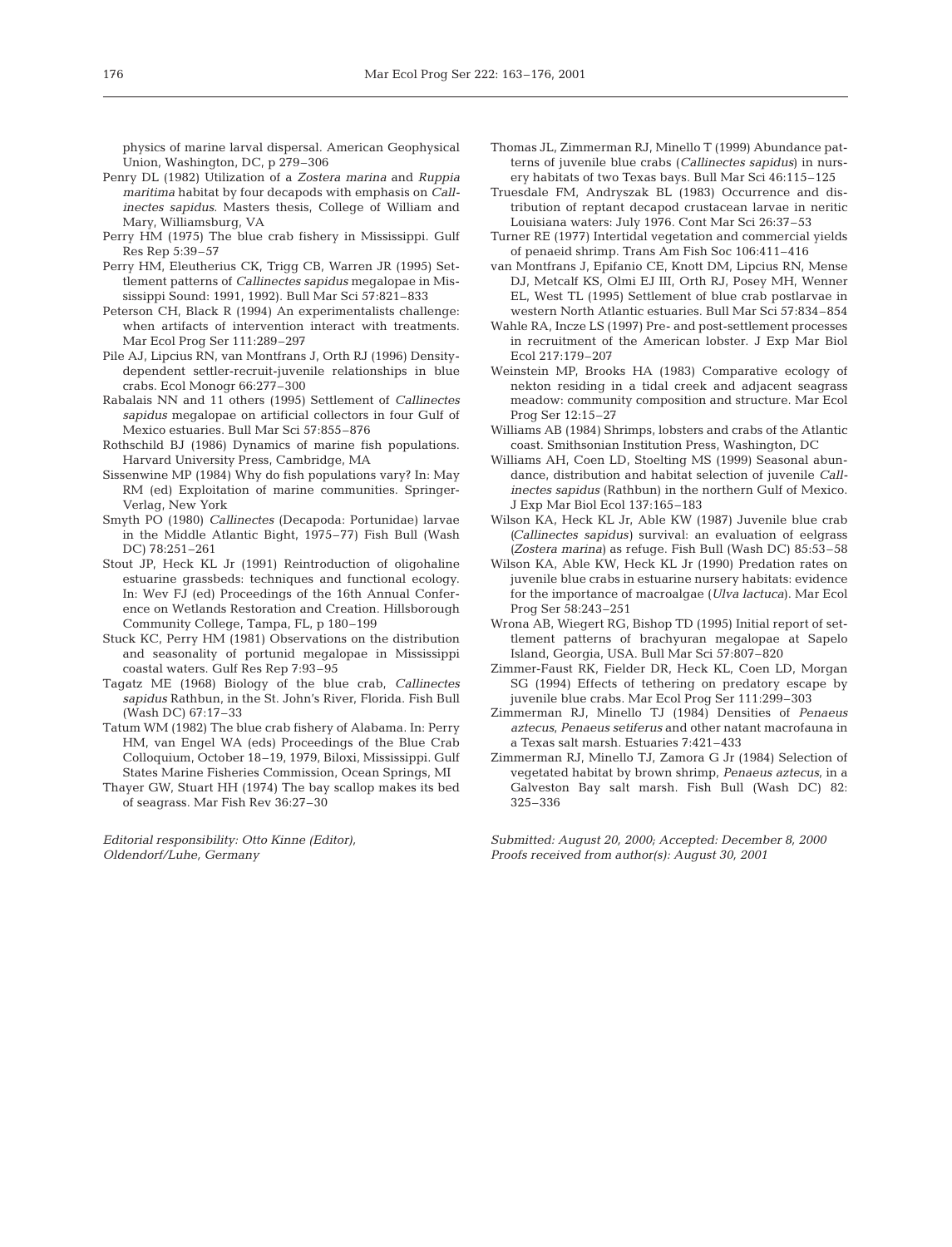physics of marine larval dispersal. American Geophysical Union, Washington, DC, p 279–306

Penry DL (1982) Utilization of a *Zostera marina* and *Ruppia maritima* habitat by four decapods with emphasis on *Callinectes sapidus*. Masters thesis, College of William and Mary, Williamsburg, VA

Perry HM (1975) The blue crab fishery in Mississippi. Gulf Res Rep 5:39–57

Perry HM, Eleutherius CK, Trigg CB, Warren JR (1995) Settlement patterns of *Callinectes sapidus* megalopae in Mississippi Sound: 1991, 1992). Bull Mar Sci 57:821–833

Peterson CH, Black R (1994) An experimentalists challenge: when artifacts of intervention interact with treatments. Mar Ecol Prog Ser 111:289–297

Pile AJ, Lipcius RN, van Montfrans J, Orth RJ (1996) Density-dependent settler-recruit-juvenile relationships in blue crabs. Ecol Monogr 66:277–300

Rabalais NN and 11 others (1995) Settlement of *Callinectes sapidus* megalopae on artificial collectors in four Gulf of Mexico estuaries. Bull Mar Sci 57:855–876

Rothschild BJ (1986) Dynamics of marine fish populations. Harvard University Press, Cambridge, MA

Sissenwine MP (1984) Why do fish populations vary? In: May RM (ed) Exploitation of marine communities. Springer-Verlag, New York

Smyth PO (1980) *Callinectes* (Decapoda: Portunidae) larvae in the Middle Atlantic Bight, 1975–77) Fish Bull (Wash DC) 78:251–261

Stout JP, Heck KL Jr (1991) Reintroduction of oligohaline estuarine grassbeds: techniques and functional ecology. In: Wev FJ (ed) Proceedings of the 16th Annual Conference on Wetlands Restoration and Creation. Hillsborough Community College, Tampa, FL, p 180–199

Stuck KC, Perry HM (1981) Observations on the distribution and seasonality of portunid megalopae in Mississippi coastal waters. Gulf Res Rep 7:93–95

Tagatz ME (1968) Biology of the blue crab, *Callinectes sapidus* Rathbun, in the St. John's River, Florida. Fish Bull (Wash DC) 67:17–33

Tatum WM (1982) The blue crab fishery of Alabama. In: Perry HM, van Engel WA (eds) Proceedings of the Blue Crab Colloquium, October 18–19, 1979, Biloxi, Mississippi. Gulf States Marine Fisheries Commission, Ocean Springs, MI

Thayer GW, Stuart HH (1974) The bay scallop makes its bed of seagrass. Mar Fish Rev 36:27–30

Thomas JL, Zimmerman RJ, Minello T (1999) Abundance patterns of juvenile blue crabs (*Callinectes sapidus*) in nursery habitats of two Texas bays. Bull Mar Sci 46:115–125

Truesdale FM, Andryszak BL (1983) Occurrence and distribution of reptant decapod crustacean larvae in neritic Louisiana waters: July 1976. Cont Mar Sci 26:37–53

Turner RE (1977) Intertidal vegetation and commercial yields of penaeid shrimp. Trans Am Fish Soc 106:411–416

van Montfrans J, Epifanio CE, Knott DM, Lipcius RN, Mense DJ, Metcalf KS, Olmi EJ III, Orth RJ, Posey MH, Wenner EL, West TL (1995) Settlement of blue crab postlarvae in western North Atlantic estuaries. Bull Mar Sci 57:834–854

Wahle RA, Incze LS (1997) Pre- and post-settlement processes in recruitment of the American lobster. J Exp Mar Biol Ecol 217:179–207

Weinstein MP, Brooks HA (1983) Comparative ecology of nekton residing in a tidal creek and adjacent seagrass meadow: community composition and structure. Mar Ecol Prog Ser 12:15–27

Williams AB (1984) Shrimps, lobsters and crabs of the Atlantic coast. Smithsonian Institution Press, Washington, DC

Williams AH, Coen LD, Stoelting MS (1999) Seasonal abundance, distribution and habitat selection of juvenile *Callinectes sapidus* (Rathbun) in the northern Gulf of Mexico. J Exp Mar Biol Ecol 137:165–183

Wilson KA, Heck KL Jr, Able KW (1987) Juvenile blue crab (*Callinectes sapidus*) survival: an evaluation of eelgrass (*Zostera marina*) as refuge. Fish Bull (Wash DC) 85:53–58

Wilson KA, Able KW, Heck KL Jr (1990) Predation rates on juvenile blue crabs in estuarine nursery habitats: evidence for the importance of macroalgae (*Ulva lactuca*). Mar Ecol Prog Ser 58:243–251

Wrona AB, Wiegert RG, Bishop TD (1995) Initial report of settlement patterns of brachyuran megalopae at Sapelo Island, Georgia, USA. Bull Mar Sci 57:807–820

Zimmer-Faust RK, Fielder DR, Heck KL, Coen LD, Morgan SG (1994) Effects of tethering on predatory escape by juvenile blue crabs. Mar Ecol Prog Ser 111:299–303

Zimmerman RJ, Minello TJ (1984) Densities of *Penaeus aztecus*, *Penaeus setiferus* and other natant macrofauna in a Texas salt marsh. Estuaries 7:421–433

Zimmerman RJ, Minello TJ, Zamora G Jr (1984) Selection of vegetated habitat by brown shrimp, *Penaeus aztecus*, in a Galveston Bay salt marsh. Fish Bull (Wash DC) 82: 325–336

*Editorial responsibility: Otto Kinne (Editor), Oldendorf/Luhe, Germany*

*Submitted: August 20, 2000; Accepted: December 8, 2000*
*Proofs received from author(s): August 30, 2001*